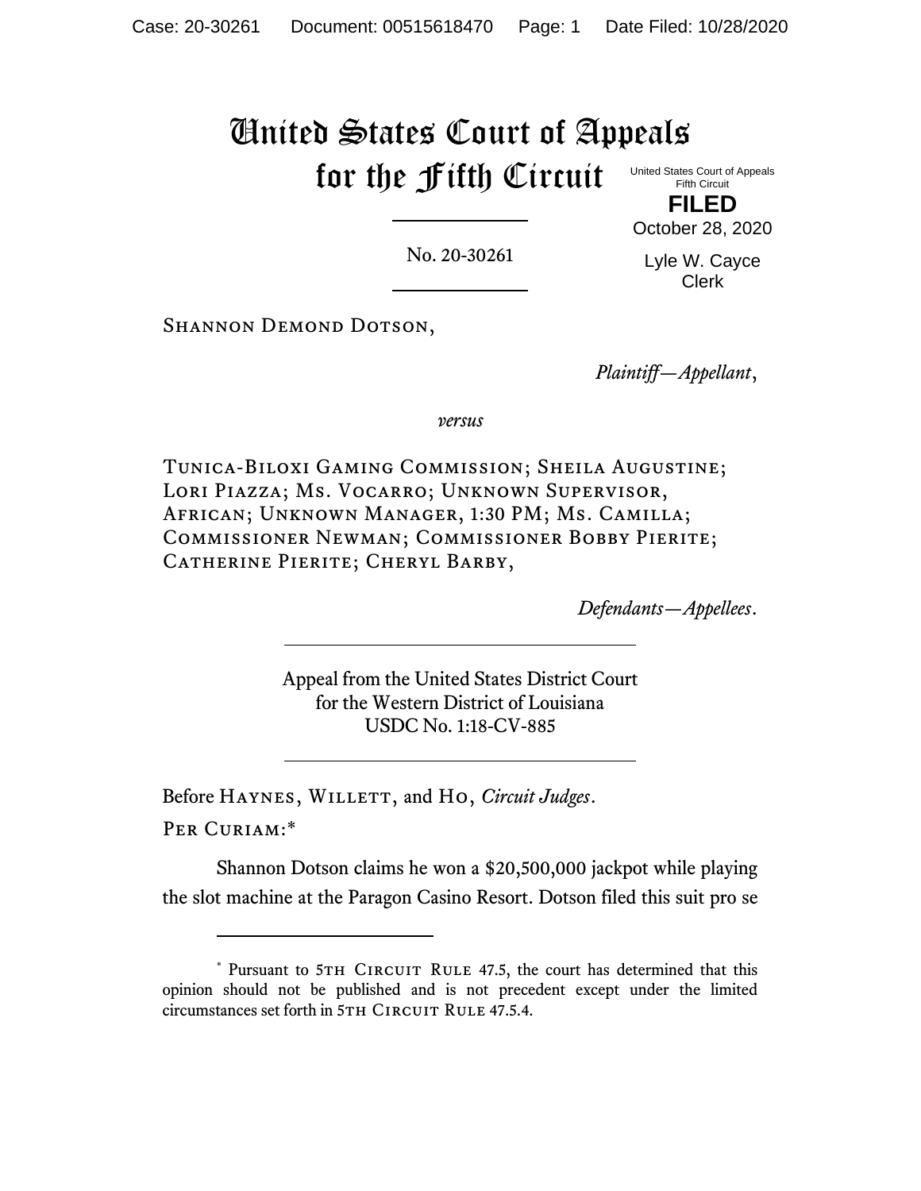# United States Court of Appeals for the Fifth Circuit

United States Court of Appeals
Fifth Circuit

**FILED**

October 28, 2020

Lyle W. Cayce
Clerk

No. 20-30261

Shannon Demond Dotson,

*Plaintiff—Appellant*,

*versus*

Tunica-Biloxi Gaming Commission; Sheila Augustine; Lori Piazza; Ms. Vocarro; Unknown Supervisor, African; Unknown Manager, 1:30 PM; Ms. Camilla; Commissioner Newman; Commissioner Bobby Pierite; Catherine Pierite; Cheryl Barby,

*Defendants—Appellees*.

Appeal from the United States District Court
for the Western District of Louisiana
USDC No. 1:18-CV-885

Before Haynes, Willett, and Ho, *Circuit Judges*.

Per Curiam:*

Shannon Dotson claims he won a $20,500,000 jackpot while playing the slot machine at the Paragon Casino Resort. Dotson filed this suit pro se

\* Pursuant to 5th Circuit Rule 47.5, the court has determined that this opinion should not be published and is not precedent except under the limited circumstances set forth in 5th Circuit Rule 47.5.4.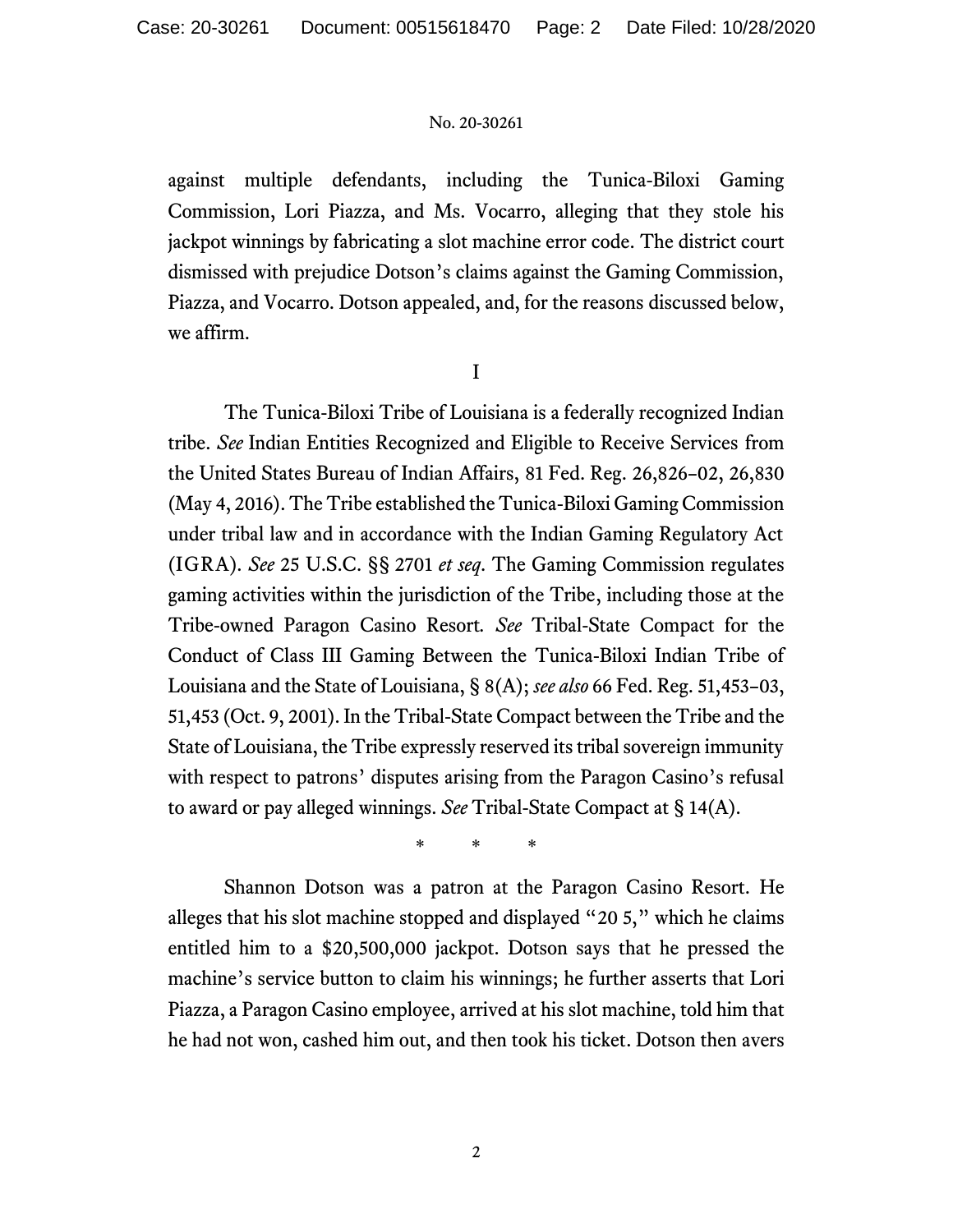against multiple defendants, including the Tunica-Biloxi Gaming Commission, Lori Piazza, and Ms. Vocarro, alleging that they stole his jackpot winnings by fabricating a slot machine error code. The district court dismissed with prejudice Dotson's claims against the Gaming Commission, Piazza, and Vocarro. Dotson appealed, and, for the reasons discussed below, we affirm.

I

The Tunica-Biloxi Tribe of Louisiana is a federally recognized Indian tribe. *See* Indian Entities Recognized and Eligible to Receive Services from the United States Bureau of Indian Affairs, 81 Fed. Reg. 26,826–02, 26,830 (May 4, 2016). The Tribe established the Tunica-Biloxi Gaming Commission under tribal law and in accordance with the Indian Gaming Regulatory Act (IGRA). *See* 25 U.S.C. §§ 2701 *et seq*. The Gaming Commission regulates gaming activities within the jurisdiction of the Tribe, including those at the Tribe-owned Paragon Casino Resort. *See* Tribal-State Compact for the Conduct of Class III Gaming Between the Tunica-Biloxi Indian Tribe of Louisiana and the State of Louisiana, § 8(A); *see also* 66 Fed. Reg. 51,453–03, 51,453 (Oct. 9, 2001). In the Tribal-State Compact between the Tribe and the State of Louisiana, the Tribe expressly reserved its tribal sovereign immunity with respect to patrons' disputes arising from the Paragon Casino's refusal to award or pay alleged winnings. *See* Tribal-State Compact at § 14(A).

\* \* \*

Shannon Dotson was a patron at the Paragon Casino Resort. He alleges that his slot machine stopped and displayed "20 5," which he claims entitled him to a $20,500,000 jackpot. Dotson says that he pressed the machine's service button to claim his winnings; he further asserts that Lori Piazza, a Paragon Casino employee, arrived at his slot machine, told him that he had not won, cashed him out, and then took his ticket. Dotson then avers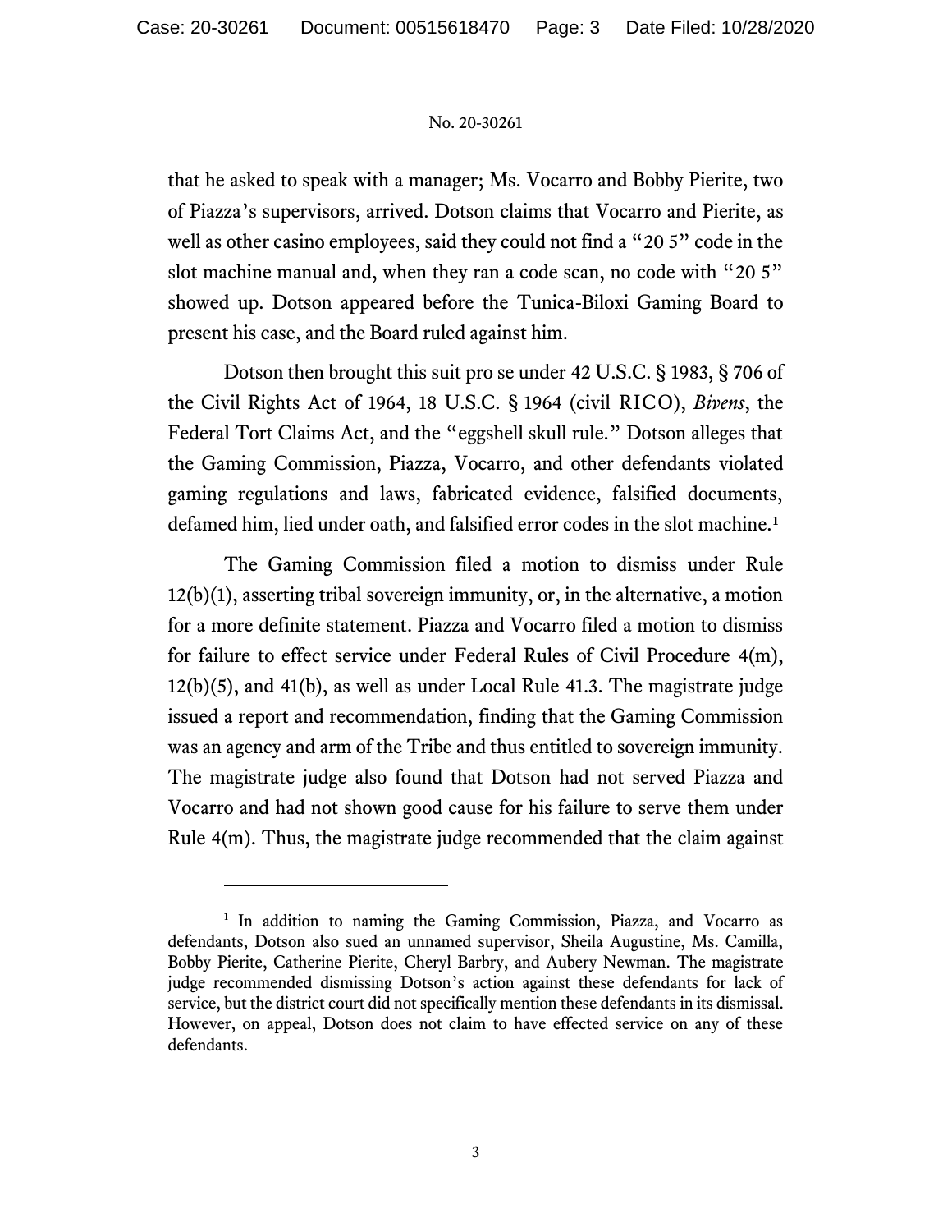that he asked to speak with a manager; Ms. Vocarro and Bobby Pierite, two of Piazza's supervisors, arrived. Dotson claims that Vocarro and Pierite, as well as other casino employees, said they could not find a "20 5" code in the slot machine manual and, when they ran a code scan, no code with "20 5" showed up. Dotson appeared before the Tunica-Biloxi Gaming Board to present his case, and the Board ruled against him.

Dotson then brought this suit pro se under 42 U.S.C. § 1983, § 706 of the Civil Rights Act of 1964, 18 U.S.C. § 1964 (civil RICO), *Bivens*, the Federal Tort Claims Act, and the "eggshell skull rule." Dotson alleges that the Gaming Commission, Piazza, Vocarro, and other defendants violated gaming regulations and laws, fabricated evidence, falsified documents, defamed him, lied under oath, and falsified error codes in the slot machine.[1]

The Gaming Commission filed a motion to dismiss under Rule 12(b)(1), asserting tribal sovereign immunity, or, in the alternative, a motion for a more definite statement. Piazza and Vocarro filed a motion to dismiss for failure to effect service under Federal Rules of Civil Procedure 4(m), 12(b)(5), and 41(b), as well as under Local Rule 41.3. The magistrate judge issued a report and recommendation, finding that the Gaming Commission was an agency and arm of the Tribe and thus entitled to sovereign immunity. The magistrate judge also found that Dotson had not served Piazza and Vocarro and had not shown good cause for his failure to serve them under Rule 4(m). Thus, the magistrate judge recommended that the claim against

---

[1] In addition to naming the Gaming Commission, Piazza, and Vocarro as defendants, Dotson also sued an unnamed supervisor, Sheila Augustine, Ms. Camilla, Bobby Pierite, Catherine Pierite, Cheryl Barbry, and Aubery Newman. The magistrate judge recommended dismissing Dotson's action against these defendants for lack of service, but the district court did not specifically mention these defendants in its dismissal. However, on appeal, Dotson does not claim to have effected service on any of these defendants.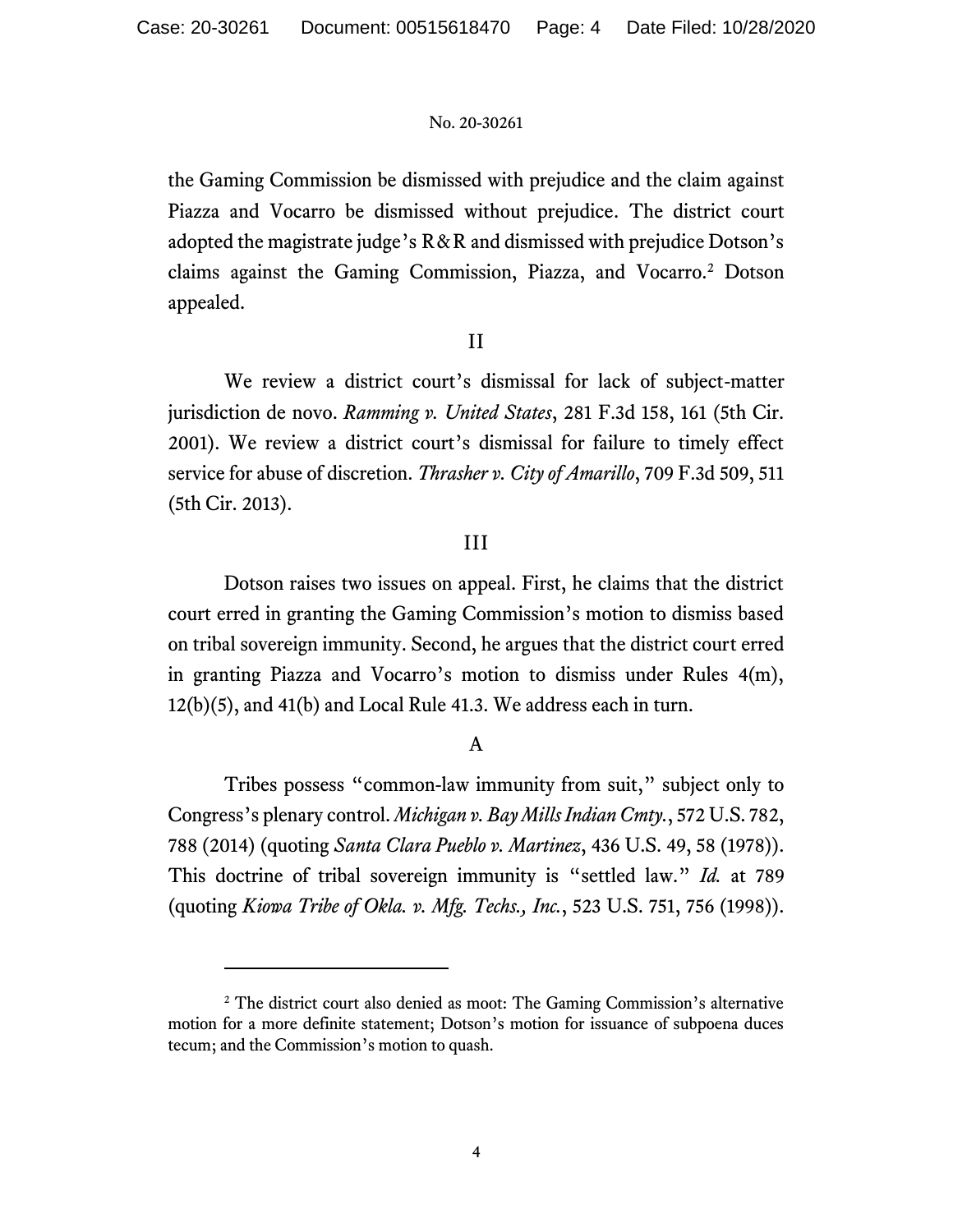the Gaming Commission be dismissed with prejudice and the claim against Piazza and Vocarro be dismissed without prejudice. The district court adopted the magistrate judge's R&R and dismissed with prejudice Dotson's claims against the Gaming Commission, Piazza, and Vocarro.[2] Dotson appealed.

## II

We review a district court's dismissal for lack of subject-matter jurisdiction de novo. *Ramming v. United States*, 281 F.3d 158, 161 (5th Cir. 2001). We review a district court's dismissal for failure to timely effect service for abuse of discretion. *Thrasher v. City of Amarillo*, 709 F.3d 509, 511 (5th Cir. 2013).

## III

Dotson raises two issues on appeal. First, he claims that the district court erred in granting the Gaming Commission's motion to dismiss based on tribal sovereign immunity. Second, he argues that the district court erred in granting Piazza and Vocarro's motion to dismiss under Rules 4(m), 12(b)(5), and 41(b) and Local Rule 41.3. We address each in turn.

### A

Tribes possess "common-law immunity from suit," subject only to Congress's plenary control. *Michigan v. Bay Mills Indian Cmty.*, 572 U.S. 782, 788 (2014) (quoting *Santa Clara Pueblo v. Martinez*, 436 U.S. 49, 58 (1978)). This doctrine of tribal sovereign immunity is "settled law." *Id.* at 789 (quoting *Kiowa Tribe of Okla. v. Mfg. Techs., Inc.*, 523 U.S. 751, 756 (1998)).

---

[2] The district court also denied as moot: The Gaming Commission's alternative motion for a more definite statement; Dotson's motion for issuance of subpoena duces tecum; and the Commission's motion to quash.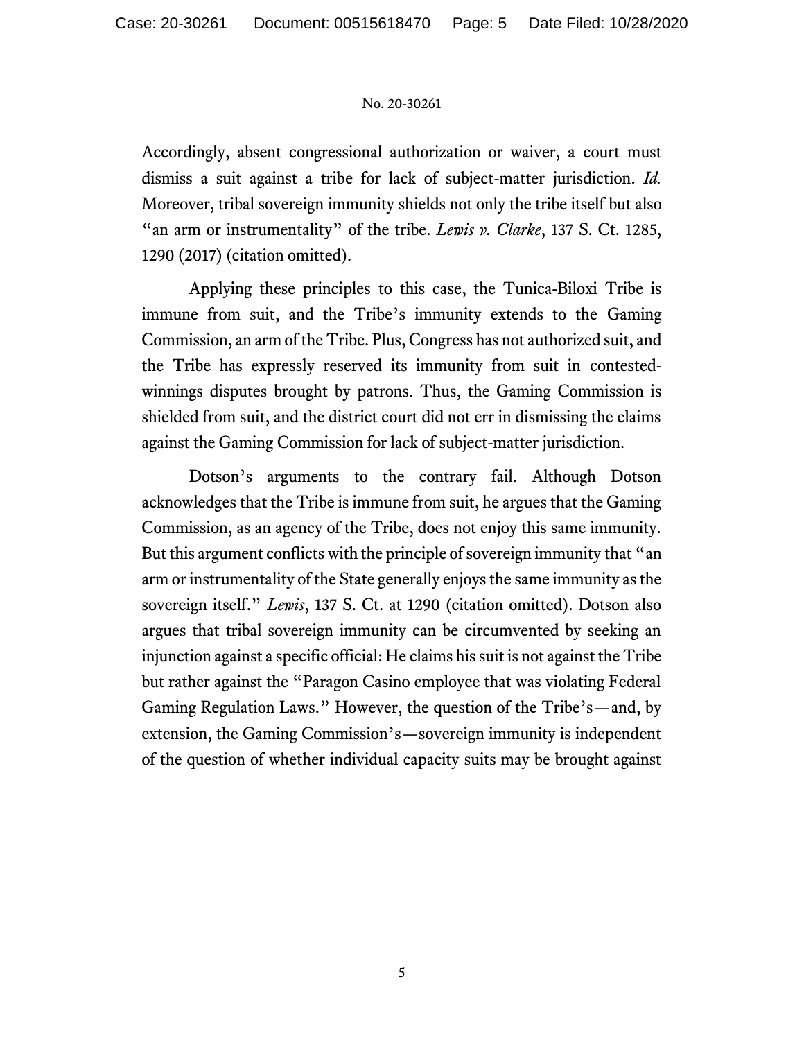Accordingly, absent congressional authorization or waiver, a court must dismiss a suit against a tribe for lack of subject-matter jurisdiction. *Id.* Moreover, tribal sovereign immunity shields not only the tribe itself but also "an arm or instrumentality" of the tribe. *Lewis v. Clarke*, 137 S. Ct. 1285, 1290 (2017) (citation omitted).

Applying these principles to this case, the Tunica-Biloxi Tribe is immune from suit, and the Tribe's immunity extends to the Gaming Commission, an arm of the Tribe. Plus, Congress has not authorized suit, and the Tribe has expressly reserved its immunity from suit in contested-winnings disputes brought by patrons. Thus, the Gaming Commission is shielded from suit, and the district court did not err in dismissing the claims against the Gaming Commission for lack of subject-matter jurisdiction.

Dotson's arguments to the contrary fail. Although Dotson acknowledges that the Tribe is immune from suit, he argues that the Gaming Commission, as an agency of the Tribe, does not enjoy this same immunity. But this argument conflicts with the principle of sovereign immunity that "an arm or instrumentality of the State generally enjoys the same immunity as the sovereign itself." *Lewis*, 137 S. Ct. at 1290 (citation omitted). Dotson also argues that tribal sovereign immunity can be circumvented by seeking an injunction against a specific official: He claims his suit is not against the Tribe but rather against the "Paragon Casino employee that was violating Federal Gaming Regulation Laws." However, the question of the Tribe's—and, by extension, the Gaming Commission's—sovereign immunity is independent of the question of whether individual capacity suits may be brought against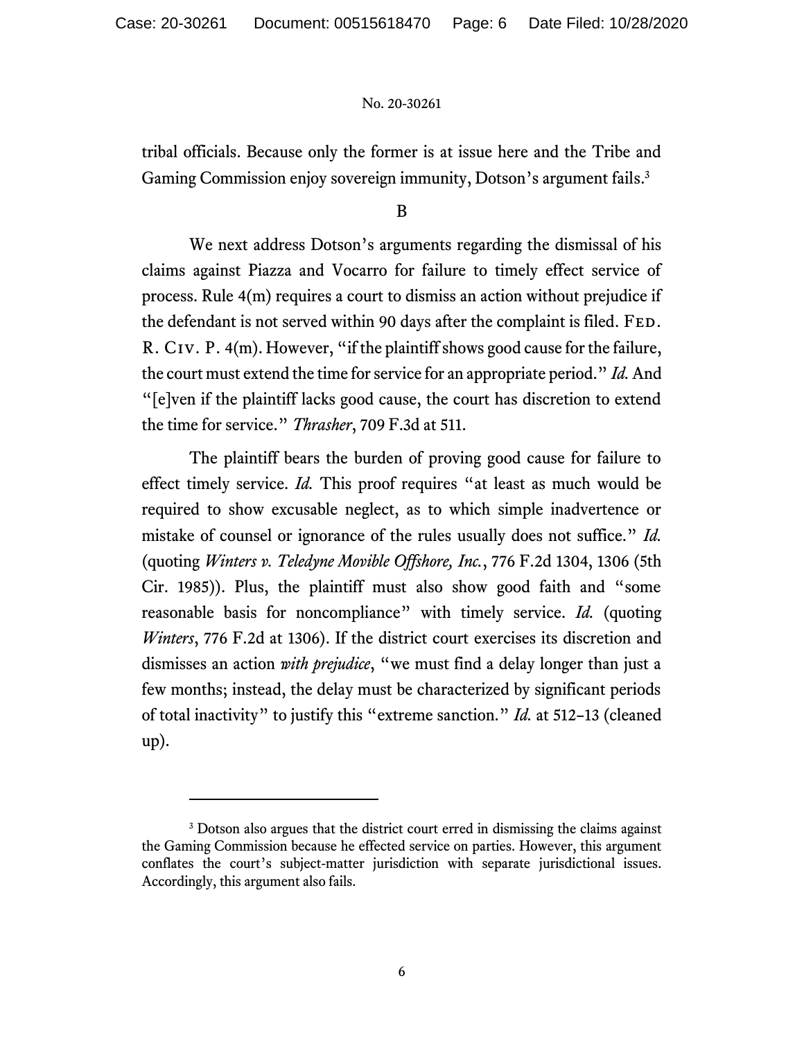tribal officials. Because only the former is at issue here and the Tribe and Gaming Commission enjoy sovereign immunity, Dotson's argument fails.[3]

B

We next address Dotson's arguments regarding the dismissal of his claims against Piazza and Vocarro for failure to timely effect service of process. Rule 4(m) requires a court to dismiss an action without prejudice if the defendant is not served within 90 days after the complaint is filed. FED. R. CIV. P. 4(m). However, "if the plaintiff shows good cause for the failure, the court must extend the time for service for an appropriate period." *Id.* And "[e]ven if the plaintiff lacks good cause, the court has discretion to extend the time for service." *Thrasher*, 709 F.3d at 511.

The plaintiff bears the burden of proving good cause for failure to effect timely service. *Id.* This proof requires "at least as much would be required to show excusable neglect, as to which simple inadvertence or mistake of counsel or ignorance of the rules usually does not suffice." *Id.* (quoting *Winters v. Teledyne Movible Offshore, Inc.*, 776 F.2d 1304, 1306 (5th Cir. 1985)). Plus, the plaintiff must also show good faith and "some reasonable basis for noncompliance" with timely service. *Id.* (quoting *Winters*, 776 F.2d at 1306). If the district court exercises its discretion and dismisses an action *with prejudice*, "we must find a delay longer than just a few months; instead, the delay must be characterized by significant periods of total inactivity" to justify this "extreme sanction." *Id.* at 512–13 (cleaned up).

[3] Dotson also argues that the district court erred in dismissing the claims against the Gaming Commission because he effected service on parties. However, this argument conflates the court's subject-matter jurisdiction with separate jurisdictional issues. Accordingly, this argument also fails.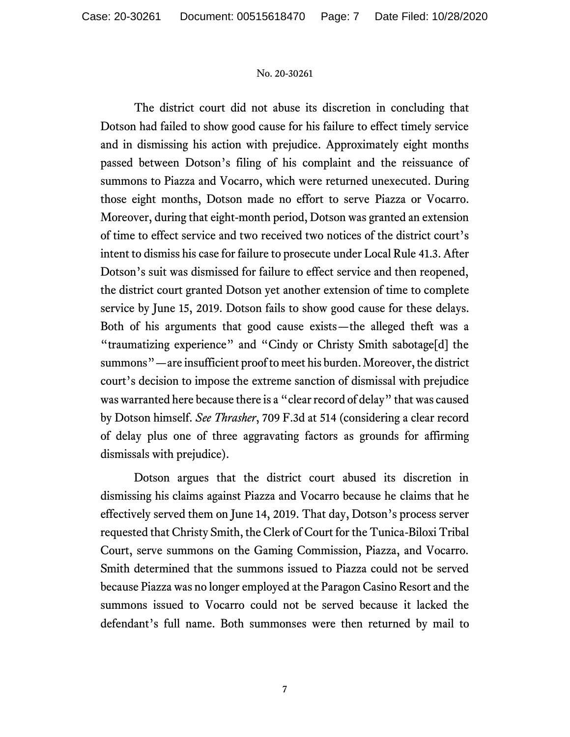The district court did not abuse its discretion in concluding that Dotson had failed to show good cause for his failure to effect timely service and in dismissing his action with prejudice. Approximately eight months passed between Dotson's filing of his complaint and the reissuance of summons to Piazza and Vocarro, which were returned unexecuted. During those eight months, Dotson made no effort to serve Piazza or Vocarro. Moreover, during that eight-month period, Dotson was granted an extension of time to effect service and two received two notices of the district court's intent to dismiss his case for failure to prosecute under Local Rule 41.3. After Dotson's suit was dismissed for failure to effect service and then reopened, the district court granted Dotson yet another extension of time to complete service by June 15, 2019. Dotson fails to show good cause for these delays. Both of his arguments that good cause exists—the alleged theft was a "traumatizing experience" and "Cindy or Christy Smith sabotage[d] the summons"—are insufficient proof to meet his burden. Moreover, the district court's decision to impose the extreme sanction of dismissal with prejudice was warranted here because there is a "clear record of delay" that was caused by Dotson himself. *See Thrasher*, 709 F.3d at 514 (considering a clear record of delay plus one of three aggravating factors as grounds for affirming dismissals with prejudice).

Dotson argues that the district court abused its discretion in dismissing his claims against Piazza and Vocarro because he claims that he effectively served them on June 14, 2019. That day, Dotson's process server requested that Christy Smith, the Clerk of Court for the Tunica-Biloxi Tribal Court, serve summons on the Gaming Commission, Piazza, and Vocarro. Smith determined that the summons issued to Piazza could not be served because Piazza was no longer employed at the Paragon Casino Resort and the summons issued to Vocarro could not be served because it lacked the defendant's full name. Both summonses were then returned by mail to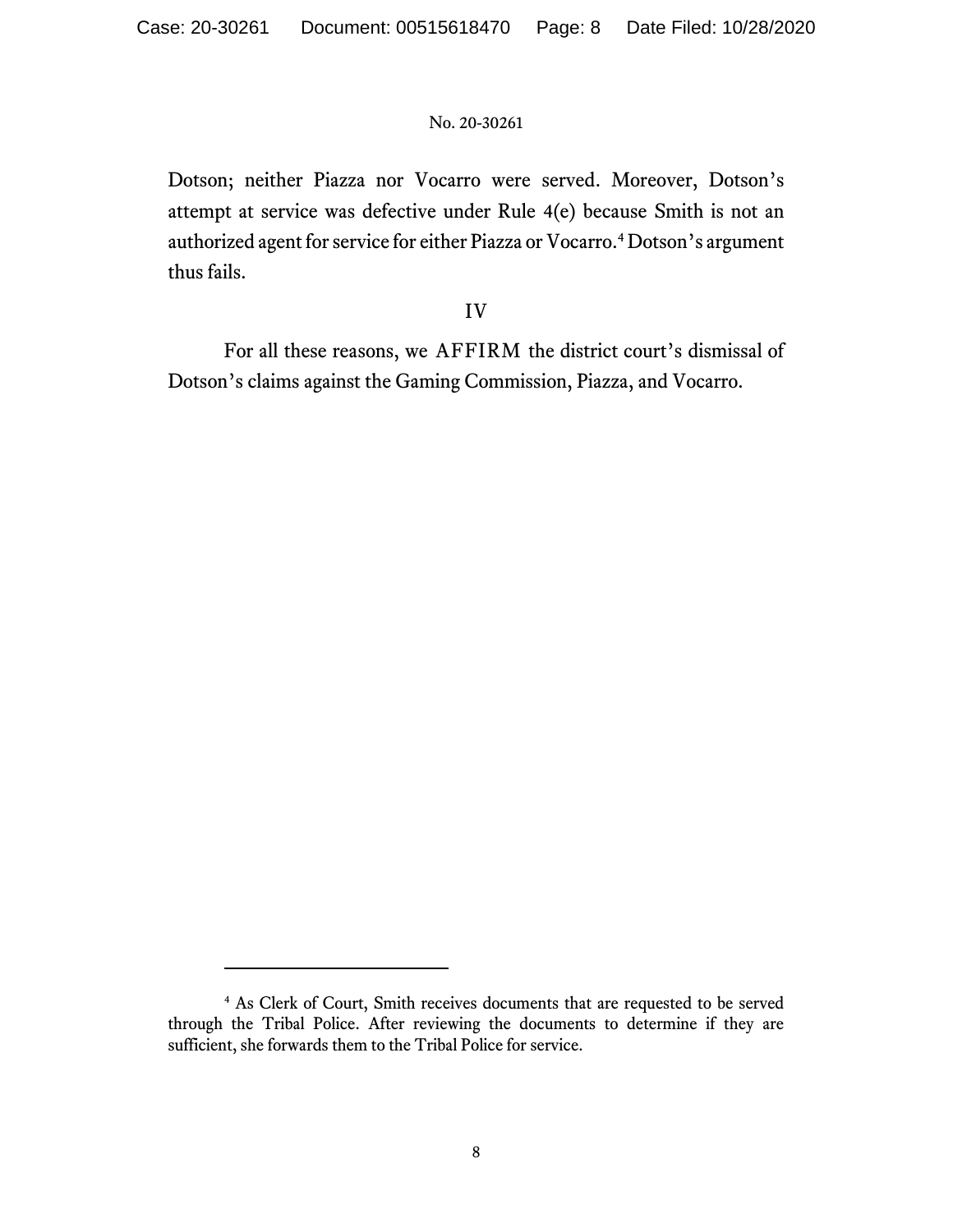Dotson; neither Piazza nor Vocarro were served. Moreover, Dotson's attempt at service was defective under Rule 4(e) because Smith is not an authorized agent for service for either Piazza or Vocarro.[4] Dotson's argument thus fails.

## IV

For all these reasons, we AFFIRM the district court's dismissal of Dotson's claims against the Gaming Commission, Piazza, and Vocarro.

---

[4] As Clerk of Court, Smith receives documents that are requested to be served through the Tribal Police. After reviewing the documents to determine if they are sufficient, she forwards them to the Tribal Police for service.